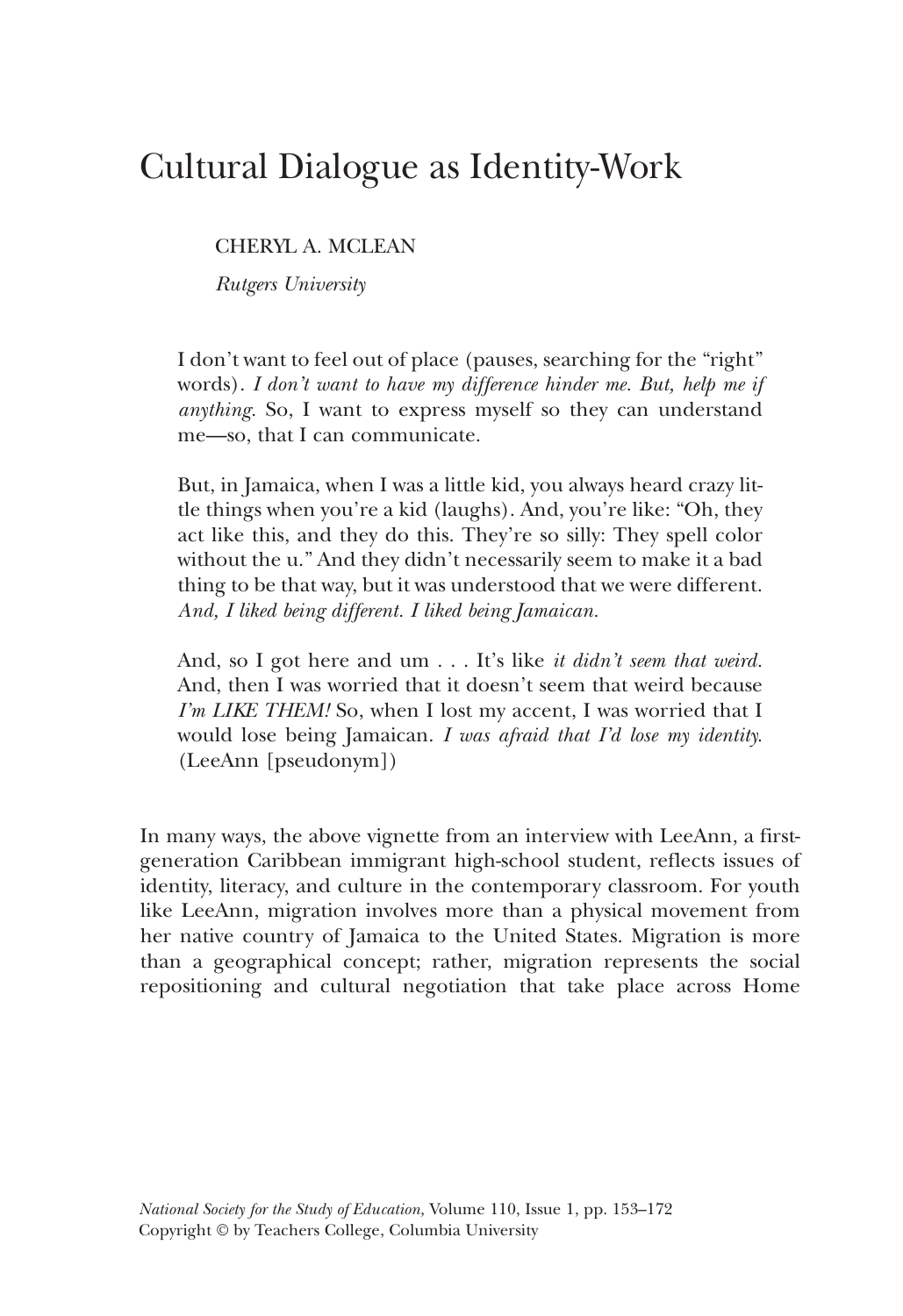# Cultural Dialogue as Identity-Work

CHERYL A. MCLEAN

*Rutgers University*

> I don't want to feel out of place (pauses, searching for the "right" words). *I don't want to have my difference hinder me. But, help me if anything.* So, I want to express myself so they can understand me—so, that I can communicate.
>
> But, in Jamaica, when I was a little kid, you always heard crazy little things when you're a kid (laughs). And, you're like: "Oh, they act like this, and they do this. They're so silly: They spell color without the u." And they didn't necessarily seem to make it a bad thing to be that way, but it was understood that we were different. *And, I liked being different. I liked being Jamaican.*
>
> And, so I got here and um . . . It's like *it didn't seem that weird.* And, then I was worried that it doesn't seem that weird because *I'm LIKE THEM!* So, when I lost my accent, I was worried that I would lose being Jamaican. *I was afraid that I'd lose my identity.* (LeeAnn [pseudonym])

In many ways, the above vignette from an interview with LeeAnn, a first-generation Caribbean immigrant high-school student, reflects issues of identity, literacy, and culture in the contemporary classroom. For youth like LeeAnn, migration involves more than a physical movement from her native country of Jamaica to the United States. Migration is more than a geographical concept; rather, migration represents the social repositioning and cultural negotiation that take place across Home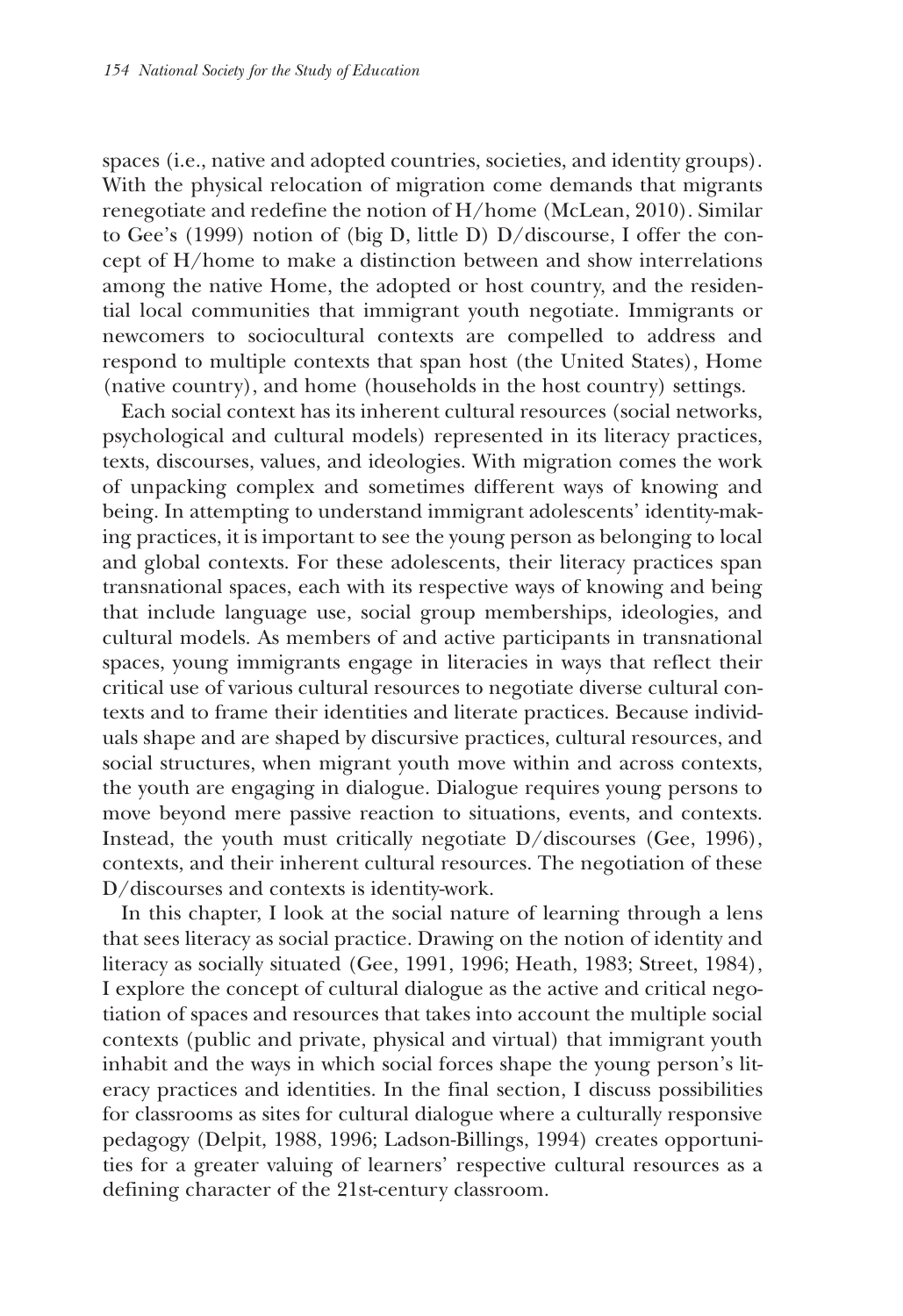spaces (i.e., native and adopted countries, societies, and identity groups). With the physical relocation of migration come demands that migrants renegotiate and redefine the notion of H/home (McLean, 2010). Similar to Gee's (1999) notion of (big D, little D) D/discourse, I offer the concept of H/home to make a distinction between and show interrelations among the native Home, the adopted or host country, and the residential local communities that immigrant youth negotiate. Immigrants or newcomers to sociocultural contexts are compelled to address and respond to multiple contexts that span host (the United States), Home (native country), and home (households in the host country) settings.

Each social context has its inherent cultural resources (social networks, psychological and cultural models) represented in its literacy practices, texts, discourses, values, and ideologies. With migration comes the work of unpacking complex and sometimes different ways of knowing and being. In attempting to understand immigrant adolescents' identity-making practices, it is important to see the young person as belonging to local and global contexts. For these adolescents, their literacy practices span transnational spaces, each with its respective ways of knowing and being that include language use, social group memberships, ideologies, and cultural models. As members of and active participants in transnational spaces, young immigrants engage in literacies in ways that reflect their critical use of various cultural resources to negotiate diverse cultural contexts and to frame their identities and literate practices. Because individuals shape and are shaped by discursive practices, cultural resources, and social structures, when migrant youth move within and across contexts, the youth are engaging in dialogue. Dialogue requires young persons to move beyond mere passive reaction to situations, events, and contexts. Instead, the youth must critically negotiate D/discourses (Gee, 1996), contexts, and their inherent cultural resources. The negotiation of these D/discourses and contexts is identity-work.

In this chapter, I look at the social nature of learning through a lens that sees literacy as social practice. Drawing on the notion of identity and literacy as socially situated (Gee, 1991, 1996; Heath, 1983; Street, 1984), I explore the concept of cultural dialogue as the active and critical negotiation of spaces and resources that takes into account the multiple social contexts (public and private, physical and virtual) that immigrant youth inhabit and the ways in which social forces shape the young person's literacy practices and identities. In the final section, I discuss possibilities for classrooms as sites for cultural dialogue where a culturally responsive pedagogy (Delpit, 1988, 1996; Ladson-Billings, 1994) creates opportunities for a greater valuing of learners' respective cultural resources as a defining character of the 21st-century classroom.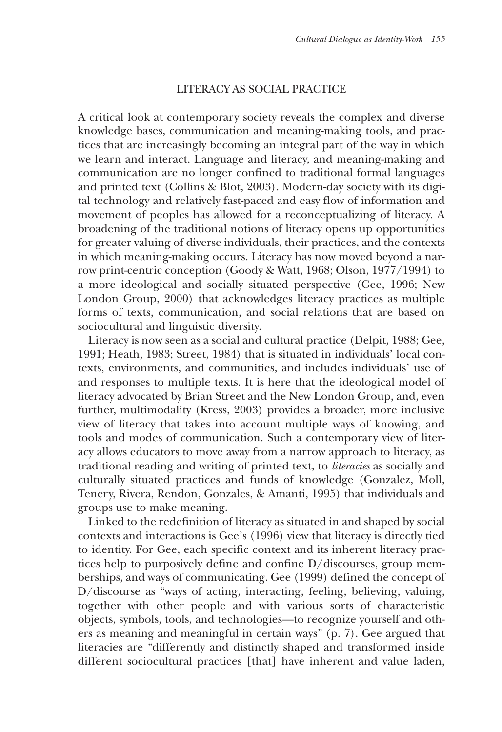## LITERACY AS SOCIAL PRACTICE

A critical look at contemporary society reveals the complex and diverse knowledge bases, communication and meaning-making tools, and practices that are increasingly becoming an integral part of the way in which we learn and interact. Language and literacy, and meaning-making and communication are no longer confined to traditional formal languages and printed text (Collins & Blot, 2003). Modern-day society with its digital technology and relatively fast-paced and easy flow of information and movement of peoples has allowed for a reconceptualizing of literacy. A broadening of the traditional notions of literacy opens up opportunities for greater valuing of diverse individuals, their practices, and the contexts in which meaning-making occurs. Literacy has now moved beyond a narrow print-centric conception (Goody & Watt, 1968; Olson, 1977/1994) to a more ideological and socially situated perspective (Gee, 1996; New London Group, 2000) that acknowledges literacy practices as multiple forms of texts, communication, and social relations that are based on sociocultural and linguistic diversity.

Literacy is now seen as a social and cultural practice (Delpit, 1988; Gee, 1991; Heath, 1983; Street, 1984) that is situated in individuals' local contexts, environments, and communities, and includes individuals' use of and responses to multiple texts. It is here that the ideological model of literacy advocated by Brian Street and the New London Group, and, even further, multimodality (Kress, 2003) provides a broader, more inclusive view of literacy that takes into account multiple ways of knowing, and tools and modes of communication. Such a contemporary view of literacy allows educators to move away from a narrow approach to literacy, as traditional reading and writing of printed text, to *literacies* as socially and culturally situated practices and funds of knowledge (Gonzalez, Moll, Tenery, Rivera, Rendon, Gonzales, & Amanti, 1995) that individuals and groups use to make meaning.

Linked to the redefinition of literacy as situated in and shaped by social contexts and interactions is Gee's (1996) view that literacy is directly tied to identity. For Gee, each specific context and its inherent literacy practices help to purposively define and confine D/discourses, group memberships, and ways of communicating. Gee (1999) defined the concept of D/discourse as "ways of acting, interacting, feeling, believing, valuing, together with other people and with various sorts of characteristic objects, symbols, tools, and technologies—to recognize yourself and others as meaning and meaningful in certain ways" (p. 7). Gee argued that literacies are "differently and distinctly shaped and transformed inside different sociocultural practices [that] have inherent and value laden,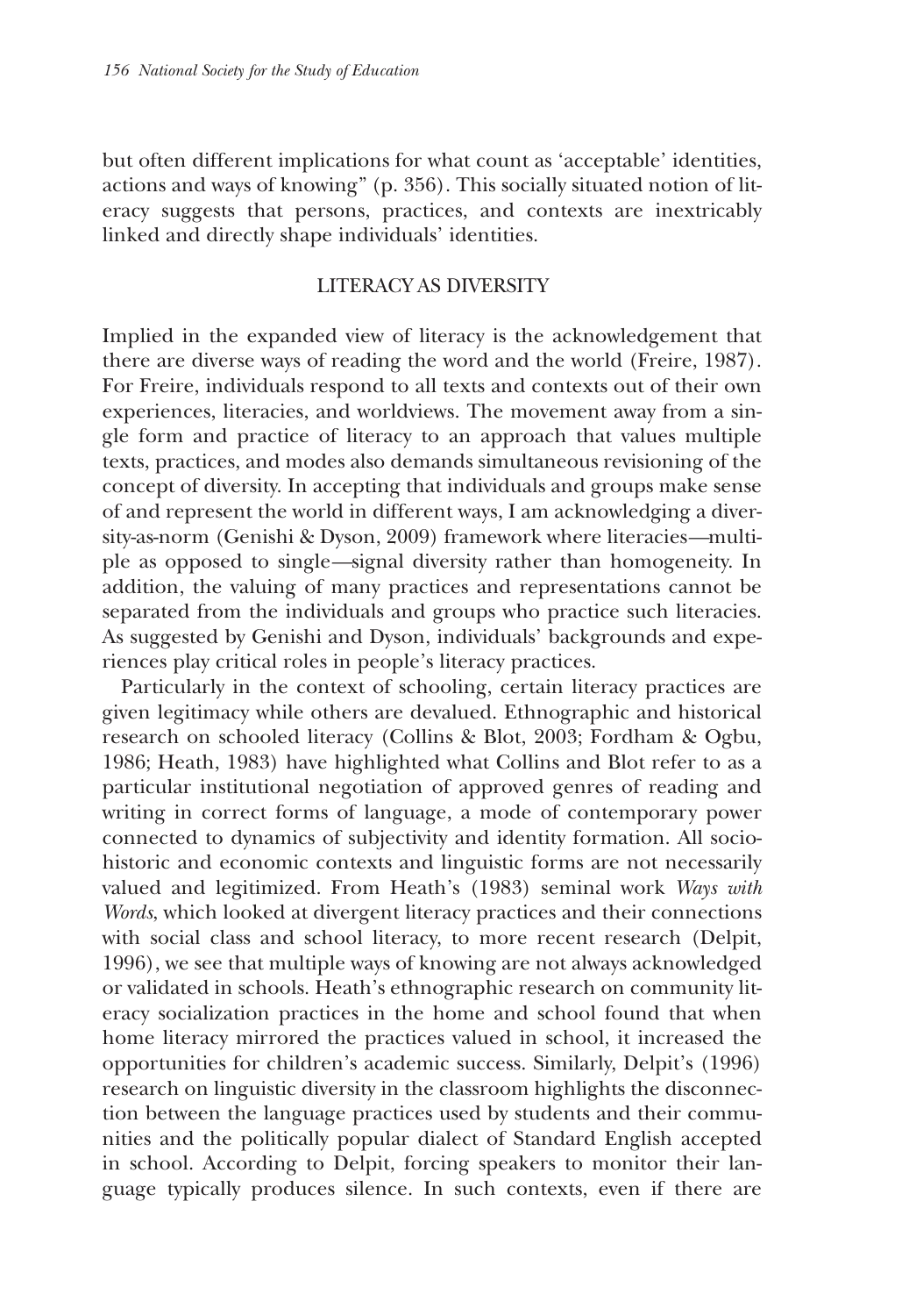but often different implications for what count as 'acceptable' identities, actions and ways of knowing" (p. 356). This socially situated notion of literacy suggests that persons, practices, and contexts are inextricably linked and directly shape individuals' identities.

## LITERACY AS DIVERSITY

Implied in the expanded view of literacy is the acknowledgement that there are diverse ways of reading the word and the world (Freire, 1987). For Freire, individuals respond to all texts and contexts out of their own experiences, literacies, and worldviews. The movement away from a single form and practice of literacy to an approach that values multiple texts, practices, and modes also demands simultaneous revisioning of the concept of diversity. In accepting that individuals and groups make sense of and represent the world in different ways, I am acknowledging a diversity-as-norm (Genishi & Dyson, 2009) framework where literacies—multiple as opposed to single—signal diversity rather than homogeneity. In addition, the valuing of many practices and representations cannot be separated from the individuals and groups who practice such literacies. As suggested by Genishi and Dyson, individuals' backgrounds and experiences play critical roles in people's literacy practices.

Particularly in the context of schooling, certain literacy practices are given legitimacy while others are devalued. Ethnographic and historical research on schooled literacy (Collins & Blot, 2003; Fordham & Ogbu, 1986; Heath, 1983) have highlighted what Collins and Blot refer to as a particular institutional negotiation of approved genres of reading and writing in correct forms of language, a mode of contemporary power connected to dynamics of subjectivity and identity formation. All sociohistoric and economic contexts and linguistic forms are not necessarily valued and legitimized. From Heath's (1983) seminal work *Ways with Words*, which looked at divergent literacy practices and their connections with social class and school literacy, to more recent research (Delpit, 1996), we see that multiple ways of knowing are not always acknowledged or validated in schools. Heath's ethnographic research on community literacy socialization practices in the home and school found that when home literacy mirrored the practices valued in school, it increased the opportunities for children's academic success. Similarly, Delpit's (1996) research on linguistic diversity in the classroom highlights the disconnection between the language practices used by students and their communities and the politically popular dialect of Standard English accepted in school. According to Delpit, forcing speakers to monitor their language typically produces silence. In such contexts, even if there are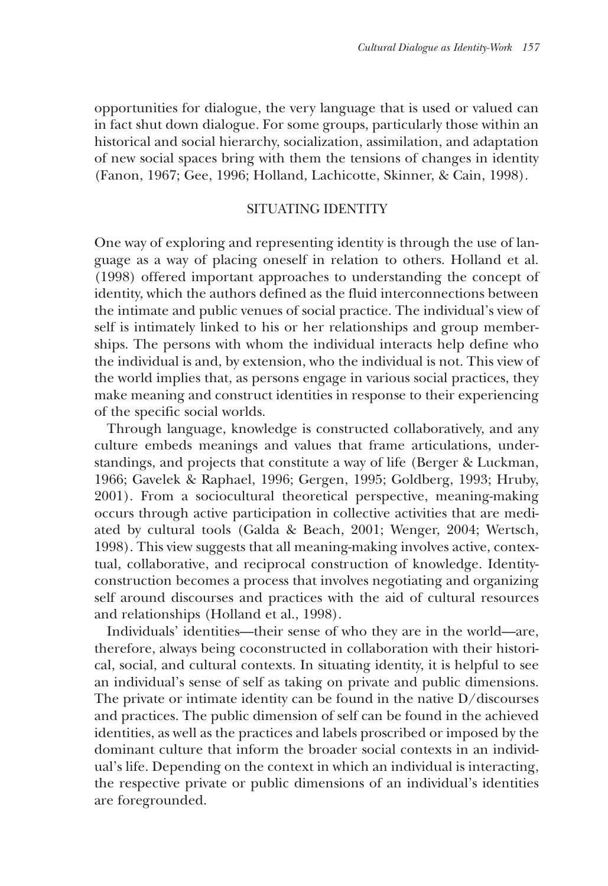opportunities for dialogue, the very language that is used or valued can in fact shut down dialogue. For some groups, particularly those within an historical and social hierarchy, socialization, assimilation, and adaptation of new social spaces bring with them the tensions of changes in identity (Fanon, 1967; Gee, 1996; Holland, Lachicotte, Skinner, & Cain, 1998).

## SITUATING IDENTITY

One way of exploring and representing identity is through the use of language as a way of placing oneself in relation to others. Holland et al. (1998) offered important approaches to understanding the concept of identity, which the authors defined as the fluid interconnections between the intimate and public venues of social practice. The individual's view of self is intimately linked to his or her relationships and group memberships. The persons with whom the individual interacts help define who the individual is and, by extension, who the individual is not. This view of the world implies that, as persons engage in various social practices, they make meaning and construct identities in response to their experiencing of the specific social worlds.

Through language, knowledge is constructed collaboratively, and any culture embeds meanings and values that frame articulations, understandings, and projects that constitute a way of life (Berger & Luckman, 1966; Gavelek & Raphael, 1996; Gergen, 1995; Goldberg, 1993; Hruby, 2001). From a sociocultural theoretical perspective, meaning-making occurs through active participation in collective activities that are mediated by cultural tools (Galda & Beach, 2001; Wenger, 2004; Wertsch, 1998). This view suggests that all meaning-making involves active, contextual, collaborative, and reciprocal construction of knowledge. Identity-construction becomes a process that involves negotiating and organizing self around discourses and practices with the aid of cultural resources and relationships (Holland et al., 1998).

Individuals' identities—their sense of who they are in the world—are, therefore, always being coconstructed in collaboration with their historical, social, and cultural contexts. In situating identity, it is helpful to see an individual's sense of self as taking on private and public dimensions. The private or intimate identity can be found in the native D/discourses and practices. The public dimension of self can be found in the achieved identities, as well as the practices and labels proscribed or imposed by the dominant culture that inform the broader social contexts in an individual's life. Depending on the context in which an individual is interacting, the respective private or public dimensions of an individual's identities are foregrounded.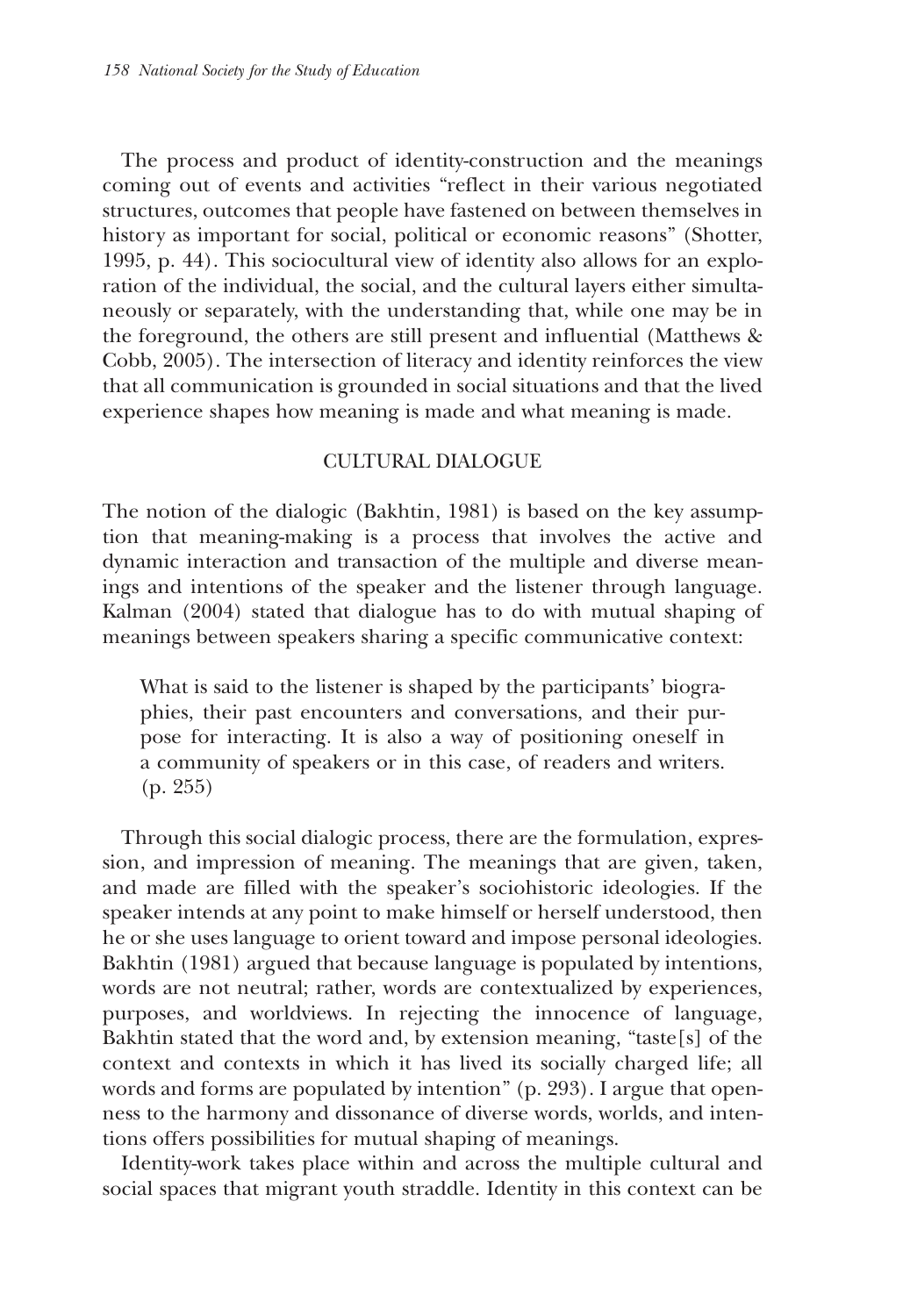The process and product of identity-construction and the meanings coming out of events and activities "reflect in their various negotiated structures, outcomes that people have fastened on between themselves in history as important for social, political or economic reasons" (Shotter, 1995, p. 44). This sociocultural view of identity also allows for an exploration of the individual, the social, and the cultural layers either simultaneously or separately, with the understanding that, while one may be in the foreground, the others are still present and influential (Matthews & Cobb, 2005). The intersection of literacy and identity reinforces the view that all communication is grounded in social situations and that the lived experience shapes how meaning is made and what meaning is made.

## CULTURAL DIALOGUE

The notion of the dialogic (Bakhtin, 1981) is based on the key assumption that meaning-making is a process that involves the active and dynamic interaction and transaction of the multiple and diverse meanings and intentions of the speaker and the listener through language. Kalman (2004) stated that dialogue has to do with mutual shaping of meanings between speakers sharing a specific communicative context:

> What is said to the listener is shaped by the participants' biographies, their past encounters and conversations, and their purpose for interacting. It is also a way of positioning oneself in a community of speakers or in this case, of readers and writers. (p. 255)

Through this social dialogic process, there are the formulation, expression, and impression of meaning. The meanings that are given, taken, and made are filled with the speaker's sociohistoric ideologies. If the speaker intends at any point to make himself or herself understood, then he or she uses language to orient toward and impose personal ideologies. Bakhtin (1981) argued that because language is populated by intentions, words are not neutral; rather, words are contextualized by experiences, purposes, and worldviews. In rejecting the innocence of language, Bakhtin stated that the word and, by extension meaning, "taste[s] of the context and contexts in which it has lived its socially charged life; all words and forms are populated by intention" (p. 293). I argue that openness to the harmony and dissonance of diverse words, worlds, and intentions offers possibilities for mutual shaping of meanings.

Identity-work takes place within and across the multiple cultural and social spaces that migrant youth straddle. Identity in this context can be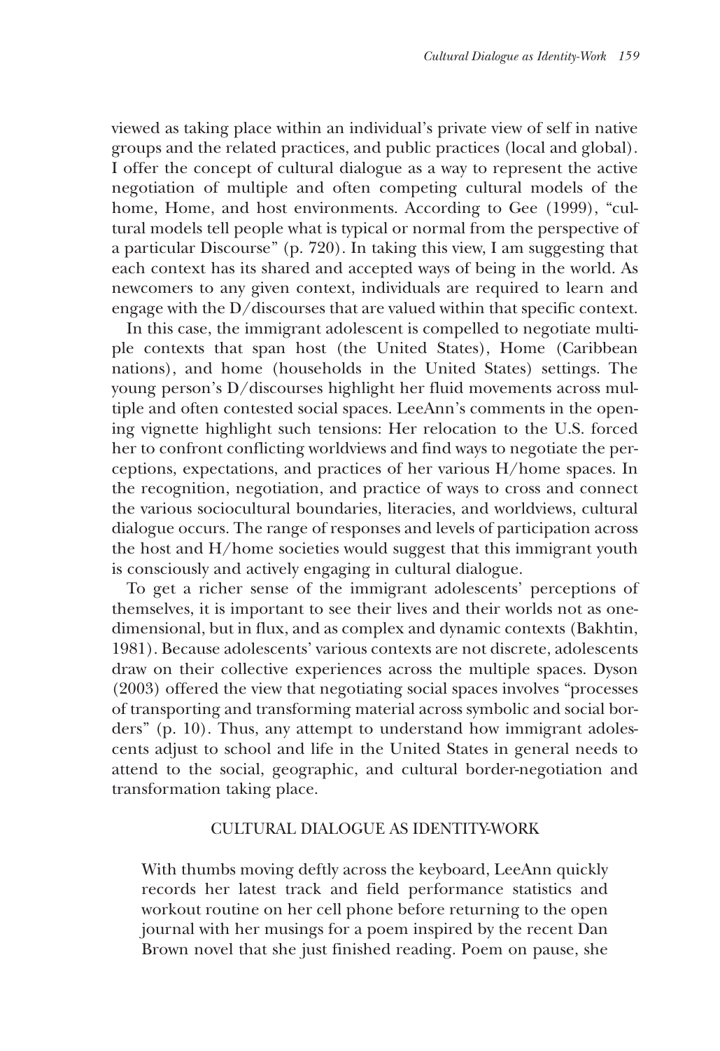viewed as taking place within an individual's private view of self in native groups and the related practices, and public practices (local and global). I offer the concept of cultural dialogue as a way to represent the active negotiation of multiple and often competing cultural models of the home, Home, and host environments. According to Gee (1999), "cultural models tell people what is typical or normal from the perspective of a particular Discourse" (p. 720). In taking this view, I am suggesting that each context has its shared and accepted ways of being in the world. As newcomers to any given context, individuals are required to learn and engage with the D/discourses that are valued within that specific context.

In this case, the immigrant adolescent is compelled to negotiate multiple contexts that span host (the United States), Home (Caribbean nations), and home (households in the United States) settings. The young person's D/discourses highlight her fluid movements across multiple and often contested social spaces. LeeAnn's comments in the opening vignette highlight such tensions: Her relocation to the U.S. forced her to confront conflicting worldviews and find ways to negotiate the perceptions, expectations, and practices of her various H/home spaces. In the recognition, negotiation, and practice of ways to cross and connect the various sociocultural boundaries, literacies, and worldviews, cultural dialogue occurs. The range of responses and levels of participation across the host and H/home societies would suggest that this immigrant youth is consciously and actively engaging in cultural dialogue.

To get a richer sense of the immigrant adolescents' perceptions of themselves, it is important to see their lives and their worlds not as one-dimensional, but in flux, and as complex and dynamic contexts (Bakhtin, 1981). Because adolescents' various contexts are not discrete, adolescents draw on their collective experiences across the multiple spaces. Dyson (2003) offered the view that negotiating social spaces involves "processes of transporting and transforming material across symbolic and social borders" (p. 10). Thus, any attempt to understand how immigrant adolescents adjust to school and life in the United States in general needs to attend to the social, geographic, and cultural border-negotiation and transformation taking place.

## CULTURAL DIALOGUE AS IDENTITY-WORK

> With thumbs moving deftly across the keyboard, LeeAnn quickly records her latest track and field performance statistics and workout routine on her cell phone before returning to the open journal with her musings for a poem inspired by the recent Dan Brown novel that she just finished reading. Poem on pause, she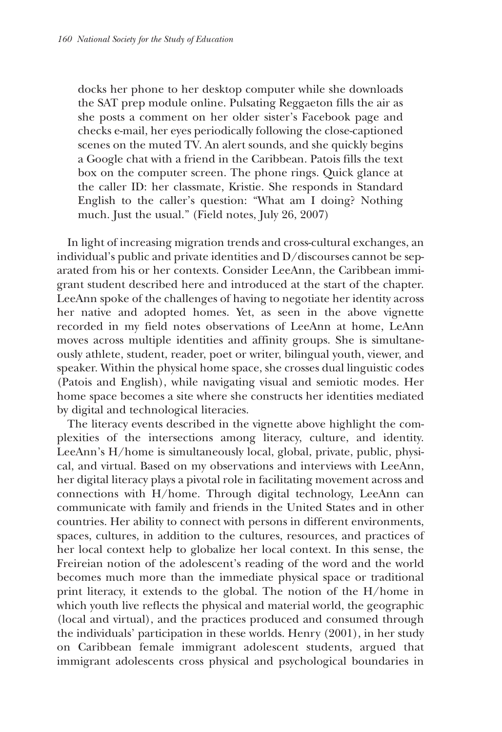> docks her phone to her desktop computer while she downloads the SAT prep module online. Pulsating Reggaeton fills the air as she posts a comment on her older sister's Facebook page and checks e-mail, her eyes periodically following the close-captioned scenes on the muted TV. An alert sounds, and she quickly begins a Google chat with a friend in the Caribbean. Patois fills the text box on the computer screen. The phone rings. Quick glance at the caller ID: her classmate, Kristie. She responds in Standard English to the caller's question: "What am I doing? Nothing much. Just the usual." (Field notes, July 26, 2007)

In light of increasing migration trends and cross-cultural exchanges, an individual's public and private identities and D/discourses cannot be separated from his or her contexts. Consider LeeAnn, the Caribbean immigrant student described here and introduced at the start of the chapter. LeeAnn spoke of the challenges of having to negotiate her identity across her native and adopted homes. Yet, as seen in the above vignette recorded in my field notes observations of LeeAnn at home, LeAnn moves across multiple identities and affinity groups. She is simultaneously athlete, student, reader, poet or writer, bilingual youth, viewer, and speaker. Within the physical home space, she crosses dual linguistic codes (Patois and English), while navigating visual and semiotic modes. Her home space becomes a site where she constructs her identities mediated by digital and technological literacies.

The literacy events described in the vignette above highlight the complexities of the intersections among literacy, culture, and identity. LeeAnn's H/home is simultaneously local, global, private, public, physical, and virtual. Based on my observations and interviews with LeeAnn, her digital literacy plays a pivotal role in facilitating movement across and connections with H/home. Through digital technology, LeeAnn can communicate with family and friends in the United States and in other countries. Her ability to connect with persons in different environments, spaces, cultures, in addition to the cultures, resources, and practices of her local context help to globalize her local context. In this sense, the Freireian notion of the adolescent's reading of the word and the world becomes much more than the immediate physical space or traditional print literacy, it extends to the global. The notion of the H/home in which youth live reflects the physical and material world, the geographic (local and virtual), and the practices produced and consumed through the individuals' participation in these worlds. Henry (2001), in her study on Caribbean female immigrant adolescent students, argued that immigrant adolescents cross physical and psychological boundaries in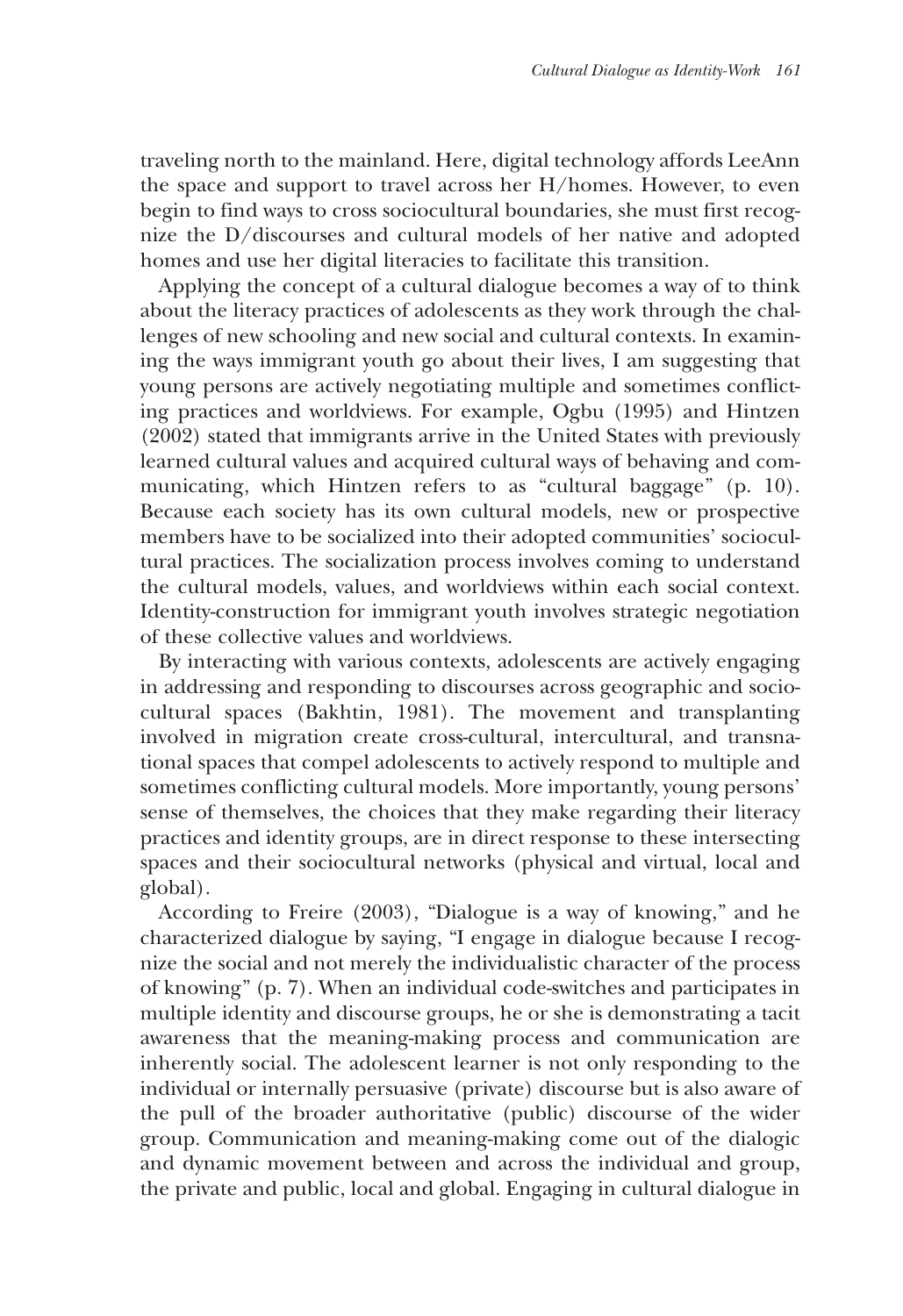traveling north to the mainland. Here, digital technology affords LeeAnn the space and support to travel across her H/homes. However, to even begin to find ways to cross sociocultural boundaries, she must first recognize the D/discourses and cultural models of her native and adopted homes and use her digital literacies to facilitate this transition.

Applying the concept of a cultural dialogue becomes a way of to think about the literacy practices of adolescents as they work through the challenges of new schooling and new social and cultural contexts. In examining the ways immigrant youth go about their lives, I am suggesting that young persons are actively negotiating multiple and sometimes conflicting practices and worldviews. For example, Ogbu (1995) and Hintzen (2002) stated that immigrants arrive in the United States with previously learned cultural values and acquired cultural ways of behaving and communicating, which Hintzen refers to as "cultural baggage" (p. 10). Because each society has its own cultural models, new or prospective members have to be socialized into their adopted communities' sociocultural practices. The socialization process involves coming to understand the cultural models, values, and worldviews within each social context. Identity-construction for immigrant youth involves strategic negotiation of these collective values and worldviews.

By interacting with various contexts, adolescents are actively engaging in addressing and responding to discourses across geographic and sociocultural spaces (Bakhtin, 1981). The movement and transplanting involved in migration create cross-cultural, intercultural, and transnational spaces that compel adolescents to actively respond to multiple and sometimes conflicting cultural models. More importantly, young persons' sense of themselves, the choices that they make regarding their literacy practices and identity groups, are in direct response to these intersecting spaces and their sociocultural networks (physical and virtual, local and global).

According to Freire (2003), "Dialogue is a way of knowing," and he characterized dialogue by saying, "I engage in dialogue because I recognize the social and not merely the individualistic character of the process of knowing" (p. 7). When an individual code-switches and participates in multiple identity and discourse groups, he or she is demonstrating a tacit awareness that the meaning-making process and communication are inherently social. The adolescent learner is not only responding to the individual or internally persuasive (private) discourse but is also aware of the pull of the broader authoritative (public) discourse of the wider group. Communication and meaning-making come out of the dialogic and dynamic movement between and across the individual and group, the private and public, local and global. Engaging in cultural dialogue in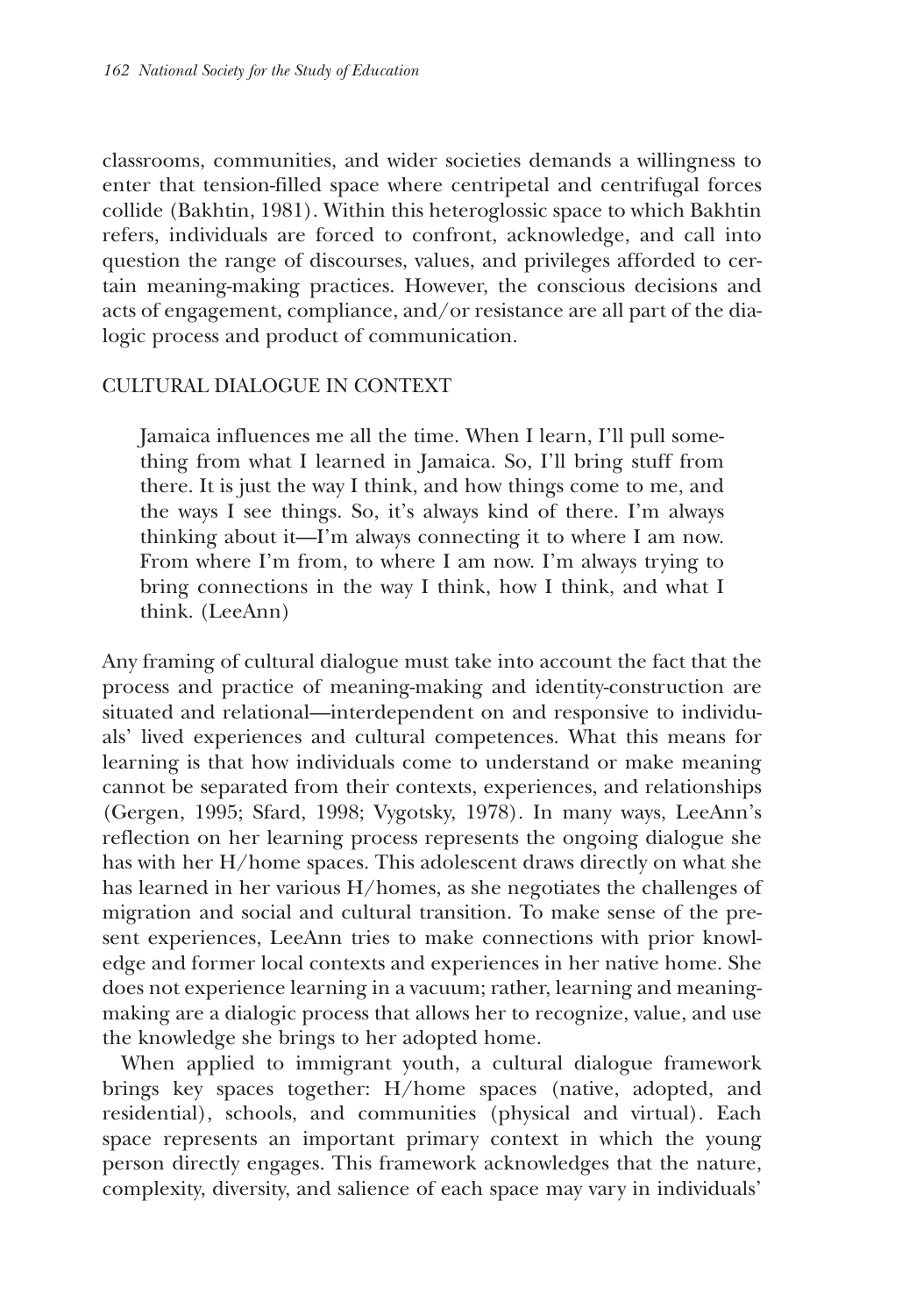classrooms, communities, and wider societies demands a willingness to enter that tension-filled space where centripetal and centrifugal forces collide (Bakhtin, 1981). Within this heteroglossic space to which Bakhtin refers, individuals are forced to confront, acknowledge, and call into question the range of discourses, values, and privileges afforded to certain meaning-making practices. However, the conscious decisions and acts of engagement, compliance, and/or resistance are all part of the dialogic process and product of communication.

## CULTURAL DIALOGUE IN CONTEXT

> Jamaica influences me all the time. When I learn, I'll pull something from what I learned in Jamaica. So, I'll bring stuff from there. It is just the way I think, and how things come to me, and the ways I see things. So, it's always kind of there. I'm always thinking about it—I'm always connecting it to where I am now. From where I'm from, to where I am now. I'm always trying to bring connections in the way I think, how I think, and what I think. (LeeAnn)

Any framing of cultural dialogue must take into account the fact that the process and practice of meaning-making and identity-construction are situated and relational—interdependent on and responsive to individuals' lived experiences and cultural competences. What this means for learning is that how individuals come to understand or make meaning cannot be separated from their contexts, experiences, and relationships (Gergen, 1995; Sfard, 1998; Vygotsky, 1978). In many ways, LeeAnn's reflection on her learning process represents the ongoing dialogue she has with her H/home spaces. This adolescent draws directly on what she has learned in her various H/homes, as she negotiates the challenges of migration and social and cultural transition. To make sense of the present experiences, LeeAnn tries to make connections with prior knowledge and former local contexts and experiences in her native home. She does not experience learning in a vacuum; rather, learning and meaning-making are a dialogic process that allows her to recognize, value, and use the knowledge she brings to her adopted home.

When applied to immigrant youth, a cultural dialogue framework brings key spaces together: H/home spaces (native, adopted, and residential), schools, and communities (physical and virtual). Each space represents an important primary context in which the young person directly engages. This framework acknowledges that the nature, complexity, diversity, and salience of each space may vary in individuals'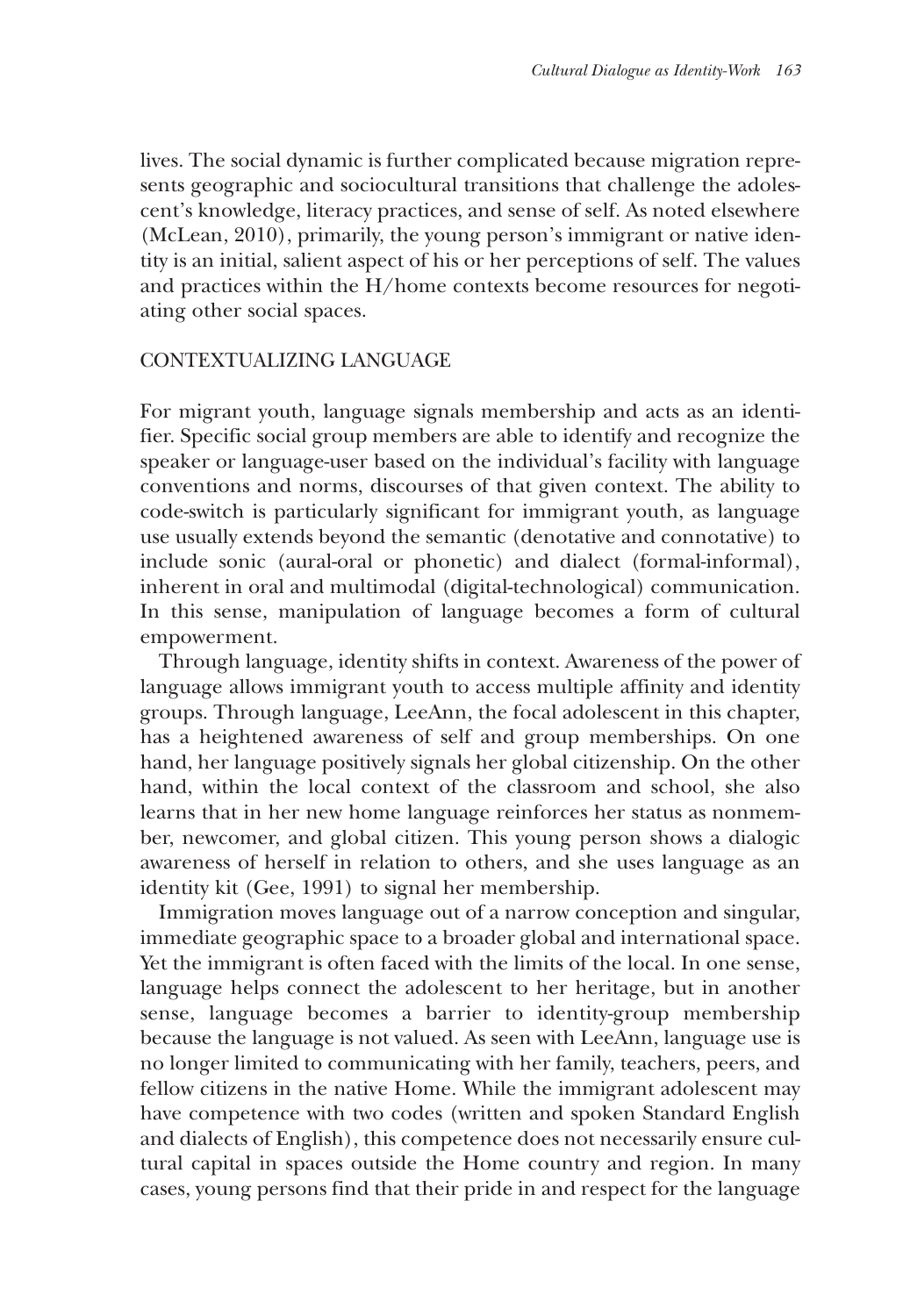lives. The social dynamic is further complicated because migration represents geographic and sociocultural transitions that challenge the adolescent's knowledge, literacy practices, and sense of self. As noted elsewhere (McLean, 2010), primarily, the young person's immigrant or native identity is an initial, salient aspect of his or her perceptions of self. The values and practices within the H/home contexts become resources for negotiating other social spaces.

## CONTEXTUALIZING LANGUAGE

For migrant youth, language signals membership and acts as an identifier. Specific social group members are able to identify and recognize the speaker or language-user based on the individual's facility with language conventions and norms, discourses of that given context. The ability to code-switch is particularly significant for immigrant youth, as language use usually extends beyond the semantic (denotative and connotative) to include sonic (aural-oral or phonetic) and dialect (formal-informal), inherent in oral and multimodal (digital-technological) communication. In this sense, manipulation of language becomes a form of cultural empowerment.

Through language, identity shifts in context. Awareness of the power of language allows immigrant youth to access multiple affinity and identity groups. Through language, LeeAnn, the focal adolescent in this chapter, has a heightened awareness of self and group memberships. On one hand, her language positively signals her global citizenship. On the other hand, within the local context of the classroom and school, she also learns that in her new home language reinforces her status as nonmember, newcomer, and global citizen. This young person shows a dialogic awareness of herself in relation to others, and she uses language as an identity kit (Gee, 1991) to signal her membership.

Immigration moves language out of a narrow conception and singular, immediate geographic space to a broader global and international space. Yet the immigrant is often faced with the limits of the local. In one sense, language helps connect the adolescent to her heritage, but in another sense, language becomes a barrier to identity-group membership because the language is not valued. As seen with LeeAnn, language use is no longer limited to communicating with her family, teachers, peers, and fellow citizens in the native Home. While the immigrant adolescent may have competence with two codes (written and spoken Standard English and dialects of English), this competence does not necessarily ensure cultural capital in spaces outside the Home country and region. In many cases, young persons find that their pride in and respect for the language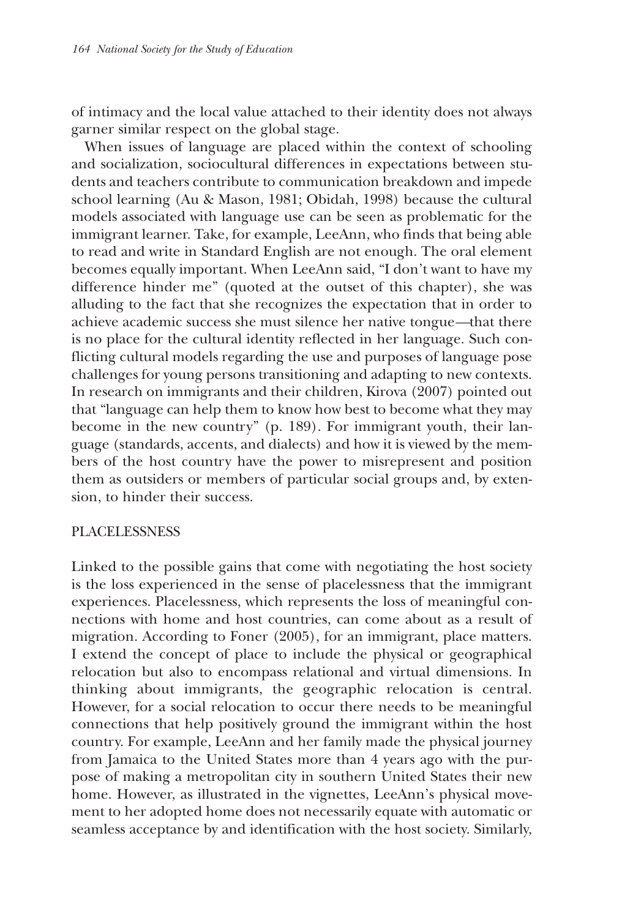of intimacy and the local value attached to their identity does not always garner similar respect on the global stage.

When issues of language are placed within the context of schooling and socialization, sociocultural differences in expectations between students and teachers contribute to communication breakdown and impede school learning (Au & Mason, 1981; Obidah, 1998) because the cultural models associated with language use can be seen as problematic for the immigrant learner. Take, for example, LeeAnn, who finds that being able to read and write in Standard English are not enough. The oral element becomes equally important. When LeeAnn said, "I don't want to have my difference hinder me" (quoted at the outset of this chapter), she was alluding to the fact that she recognizes the expectation that in order to achieve academic success she must silence her native tongue—that there is no place for the cultural identity reflected in her language. Such conflicting cultural models regarding the use and purposes of language pose challenges for young persons transitioning and adapting to new contexts. In research on immigrants and their children, Kirova (2007) pointed out that "language can help them to know how best to become what they may become in the new country" (p. 189). For immigrant youth, their language (standards, accents, and dialects) and how it is viewed by the members of the host country have the power to misrepresent and position them as outsiders or members of particular social groups and, by extension, to hinder their success.

## PLACELESSNESS

Linked to the possible gains that come with negotiating the host society is the loss experienced in the sense of placelessness that the immigrant experiences. Placelessness, which represents the loss of meaningful connections with home and host countries, can come about as a result of migration. According to Foner (2005), for an immigrant, place matters. I extend the concept of place to include the physical or geographical relocation but also to encompass relational and virtual dimensions. In thinking about immigrants, the geographic relocation is central. However, for a social relocation to occur there needs to be meaningful connections that help positively ground the immigrant within the host country. For example, LeeAnn and her family made the physical journey from Jamaica to the United States more than 4 years ago with the purpose of making a metropolitan city in southern United States their new home. However, as illustrated in the vignettes, LeeAnn's physical movement to her adopted home does not necessarily equate with automatic or seamless acceptance by and identification with the host society. Similarly,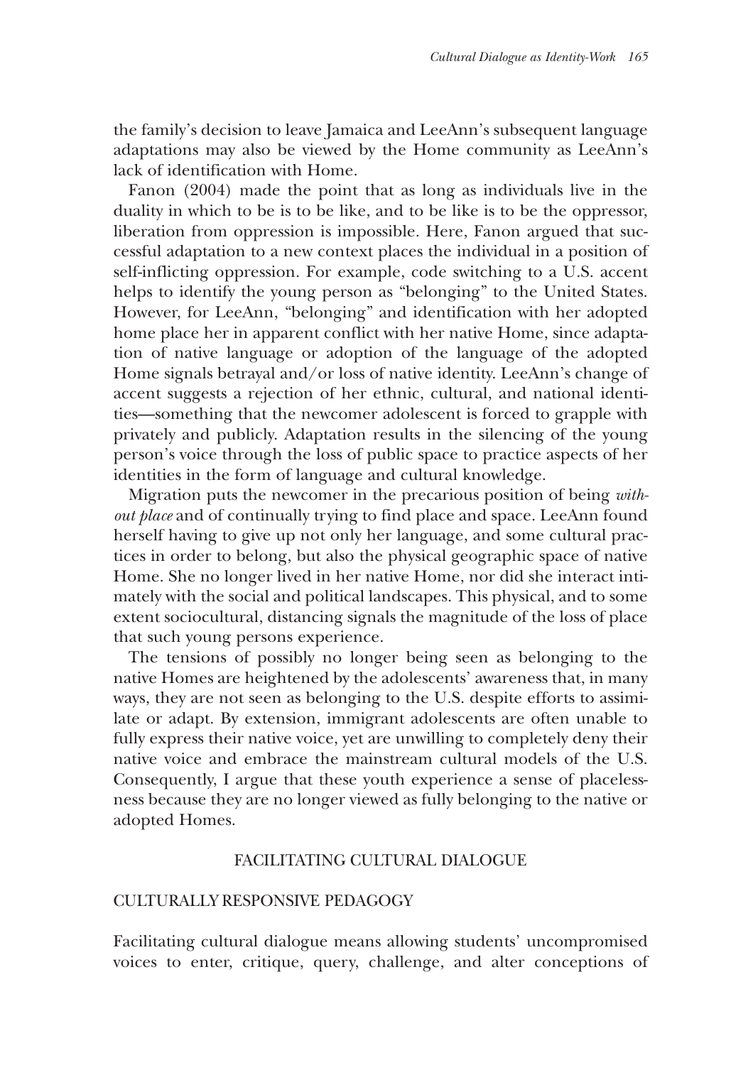the family's decision to leave Jamaica and LeeAnn's subsequent language adaptations may also be viewed by the Home community as LeeAnn's lack of identification with Home.

Fanon (2004) made the point that as long as individuals live in the duality in which to be is to be like, and to be like is to be the oppressor, liberation from oppression is impossible. Here, Fanon argued that successful adaptation to a new context places the individual in a position of self-inflicting oppression. For example, code switching to a U.S. accent helps to identify the young person as "belonging" to the United States. However, for LeeAnn, "belonging" and identification with her adopted home place her in apparent conflict with her native Home, since adaptation of native language or adoption of the language of the adopted Home signals betrayal and/or loss of native identity. LeeAnn's change of accent suggests a rejection of her ethnic, cultural, and national identities—something that the newcomer adolescent is forced to grapple with privately and publicly. Adaptation results in the silencing of the young person's voice through the loss of public space to practice aspects of her identities in the form of language and cultural knowledge.

Migration puts the newcomer in the precarious position of being *without place* and of continually trying to find place and space. LeeAnn found herself having to give up not only her language, and some cultural practices in order to belong, but also the physical geographic space of native Home. She no longer lived in her native Home, nor did she interact intimately with the social and political landscapes. This physical, and to some extent sociocultural, distancing signals the magnitude of the loss of place that such young persons experience.

The tensions of possibly no longer being seen as belonging to the native Homes are heightened by the adolescents' awareness that, in many ways, they are not seen as belonging to the U.S. despite efforts to assimilate or adapt. By extension, immigrant adolescents are often unable to fully express their native voice, yet are unwilling to completely deny their native voice and embrace the mainstream cultural models of the U.S. Consequently, I argue that these youth experience a sense of placelessness because they are no longer viewed as fully belonging to the native or adopted Homes.

## FACILITATING CULTURAL DIALOGUE

### CULTURALLY RESPONSIVE PEDAGOGY

Facilitating cultural dialogue means allowing students' uncompromised voices to enter, critique, query, challenge, and alter conceptions of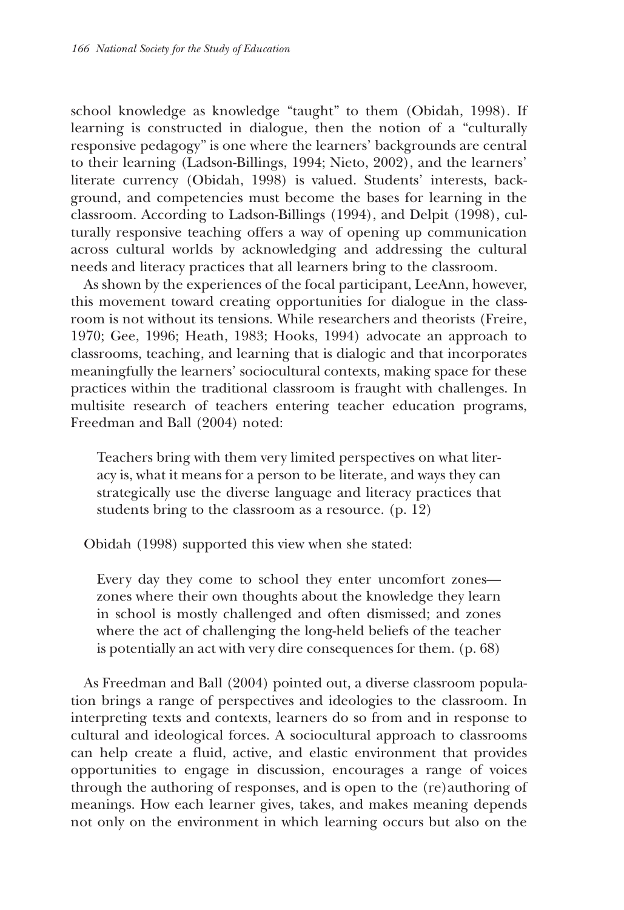school knowledge as knowledge "taught" to them (Obidah, 1998). If learning is constructed in dialogue, then the notion of a "culturally responsive pedagogy" is one where the learners' backgrounds are central to their learning (Ladson-Billings, 1994; Nieto, 2002), and the learners' literate currency (Obidah, 1998) is valued. Students' interests, background, and competencies must become the bases for learning in the classroom. According to Ladson-Billings (1994), and Delpit (1998), culturally responsive teaching offers a way of opening up communication across cultural worlds by acknowledging and addressing the cultural needs and literacy practices that all learners bring to the classroom.

As shown by the experiences of the focal participant, LeeAnn, however, this movement toward creating opportunities for dialogue in the classroom is not without its tensions. While researchers and theorists (Freire, 1970; Gee, 1996; Heath, 1983; Hooks, 1994) advocate an approach to classrooms, teaching, and learning that is dialogic and that incorporates meaningfully the learners' sociocultural contexts, making space for these practices within the traditional classroom is fraught with challenges. In multisite research of teachers entering teacher education programs, Freedman and Ball (2004) noted:

> Teachers bring with them very limited perspectives on what literacy is, what it means for a person to be literate, and ways they can strategically use the diverse language and literacy practices that students bring to the classroom as a resource. (p. 12)

Obidah (1998) supported this view when she stated:

> Every day they come to school they enter uncomfort zones—zones where their own thoughts about the knowledge they learn in school is mostly challenged and often dismissed; and zones where the act of challenging the long-held beliefs of the teacher is potentially an act with very dire consequences for them. (p. 68)

As Freedman and Ball (2004) pointed out, a diverse classroom population brings a range of perspectives and ideologies to the classroom. In interpreting texts and contexts, learners do so from and in response to cultural and ideological forces. A sociocultural approach to classrooms can help create a fluid, active, and elastic environment that provides opportunities to engage in discussion, encourages a range of voices through the authoring of responses, and is open to the (re)authoring of meanings. How each learner gives, takes, and makes meaning depends not only on the environment in which learning occurs but also on the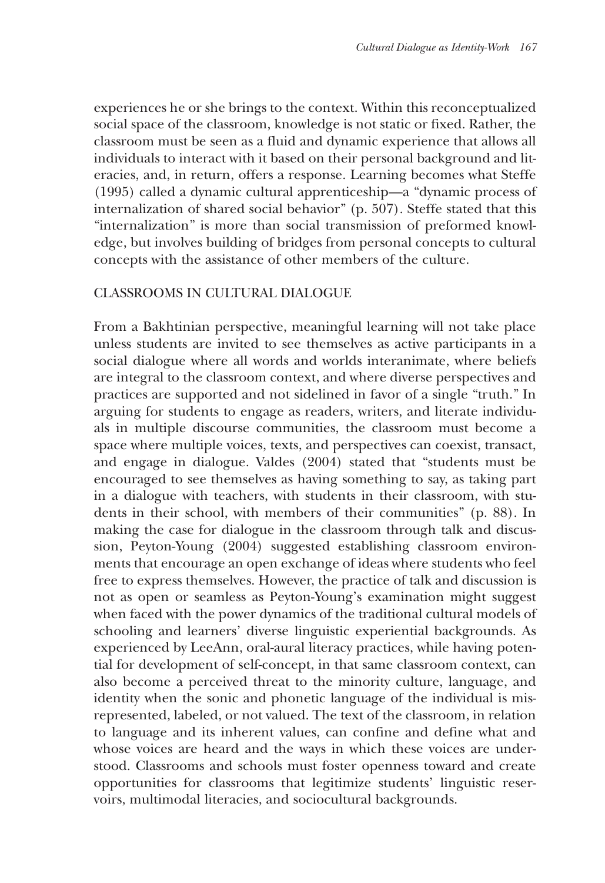experiences he or she brings to the context. Within this reconceptualized social space of the classroom, knowledge is not static or fixed. Rather, the classroom must be seen as a fluid and dynamic experience that allows all individuals to interact with it based on their personal background and literacies, and, in return, offers a response. Learning becomes what Steffe (1995) called a dynamic cultural apprenticeship—a "dynamic process of internalization of shared social behavior" (p. 507). Steffe stated that this "internalization" is more than social transmission of preformed knowledge, but involves building of bridges from personal concepts to cultural concepts with the assistance of other members of the culture.

## CLASSROOMS IN CULTURAL DIALOGUE

From a Bakhtinian perspective, meaningful learning will not take place unless students are invited to see themselves as active participants in a social dialogue where all words and worlds interanimate, where beliefs are integral to the classroom context, and where diverse perspectives and practices are supported and not sidelined in favor of a single "truth." In arguing for students to engage as readers, writers, and literate individuals in multiple discourse communities, the classroom must become a space where multiple voices, texts, and perspectives can coexist, transact, and engage in dialogue. Valdes (2004) stated that "students must be encouraged to see themselves as having something to say, as taking part in a dialogue with teachers, with students in their classroom, with students in their school, with members of their communities" (p. 88). In making the case for dialogue in the classroom through talk and discussion, Peyton-Young (2004) suggested establishing classroom environments that encourage an open exchange of ideas where students who feel free to express themselves. However, the practice of talk and discussion is not as open or seamless as Peyton-Young's examination might suggest when faced with the power dynamics of the traditional cultural models of schooling and learners' diverse linguistic experiential backgrounds. As experienced by LeeAnn, oral-aural literacy practices, while having potential for development of self-concept, in that same classroom context, can also become a perceived threat to the minority culture, language, and identity when the sonic and phonetic language of the individual is misrepresented, labeled, or not valued. The text of the classroom, in relation to language and its inherent values, can confine and define what and whose voices are heard and the ways in which these voices are understood. Classrooms and schools must foster openness toward and create opportunities for classrooms that legitimize students' linguistic reservoirs, multimodal literacies, and sociocultural backgrounds.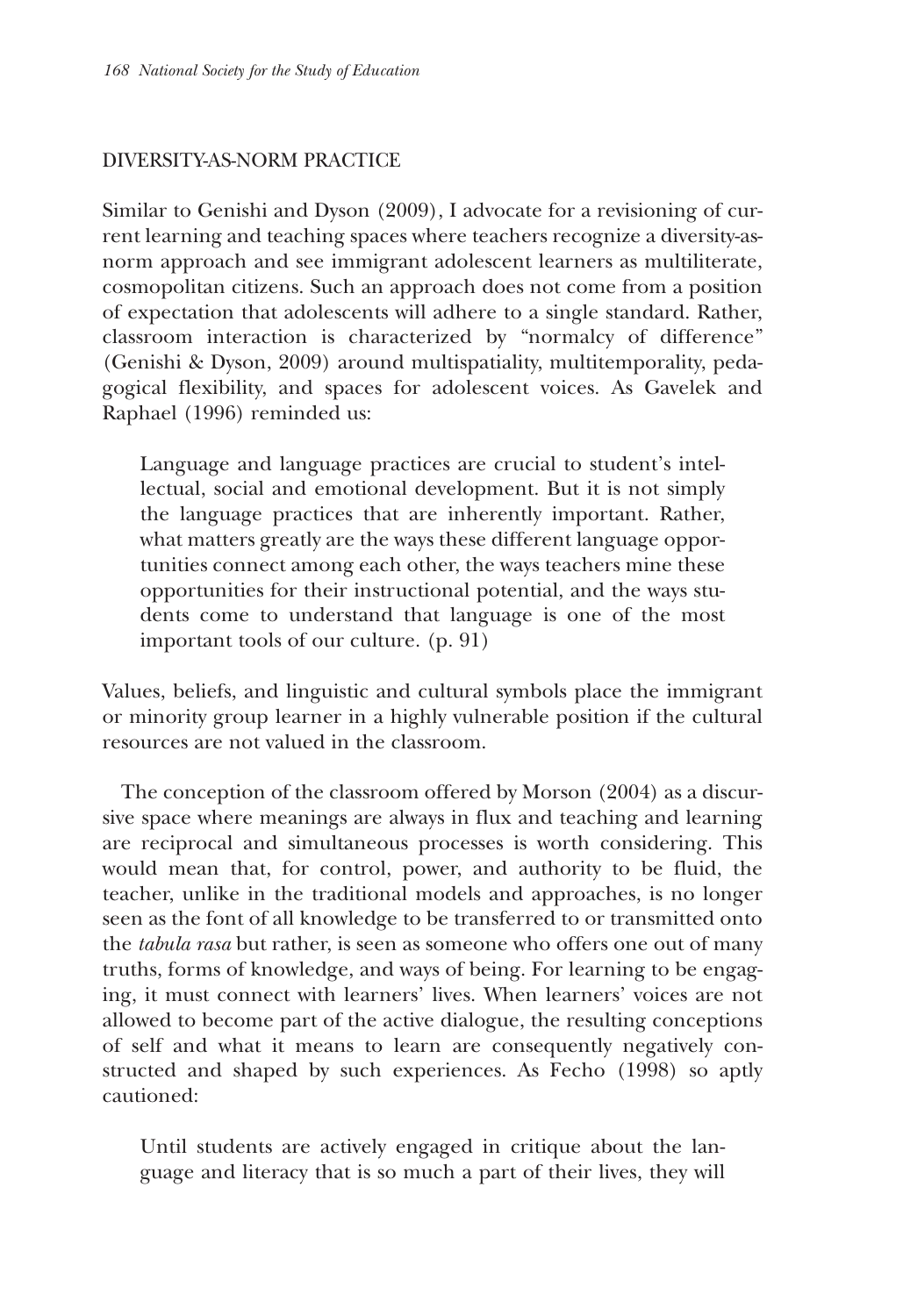## DIVERSITY-AS-NORM PRACTICE

Similar to Genishi and Dyson (2009), I advocate for a revisioning of current learning and teaching spaces where teachers recognize a diversity-as-norm approach and see immigrant adolescent learners as multiliterate, cosmopolitan citizens. Such an approach does not come from a position of expectation that adolescents will adhere to a single standard. Rather, classroom interaction is characterized by "normalcy of difference" (Genishi & Dyson, 2009) around multispatiality, multitemporality, pedagogical flexibility, and spaces for adolescent voices. As Gavelek and Raphael (1996) reminded us:

> Language and language practices are crucial to student's intellectual, social and emotional development. But it is not simply the language practices that are inherently important. Rather, what matters greatly are the ways these different language opportunities connect among each other, the ways teachers mine these opportunities for their instructional potential, and the ways students come to understand that language is one of the most important tools of our culture. (p. 91)

Values, beliefs, and linguistic and cultural symbols place the immigrant or minority group learner in a highly vulnerable position if the cultural resources are not valued in the classroom.

The conception of the classroom offered by Morson (2004) as a discursive space where meanings are always in flux and teaching and learning are reciprocal and simultaneous processes is worth considering. This would mean that, for control, power, and authority to be fluid, the teacher, unlike in the traditional models and approaches, is no longer seen as the font of all knowledge to be transferred to or transmitted onto the *tabula rasa* but rather, is seen as someone who offers one out of many truths, forms of knowledge, and ways of being. For learning to be engaging, it must connect with learners' lives. When learners' voices are not allowed to become part of the active dialogue, the resulting conceptions of self and what it means to learn are consequently negatively constructed and shaped by such experiences. As Fecho (1998) so aptly cautioned:

> Until students are actively engaged in critique about the language and literacy that is so much a part of their lives, they will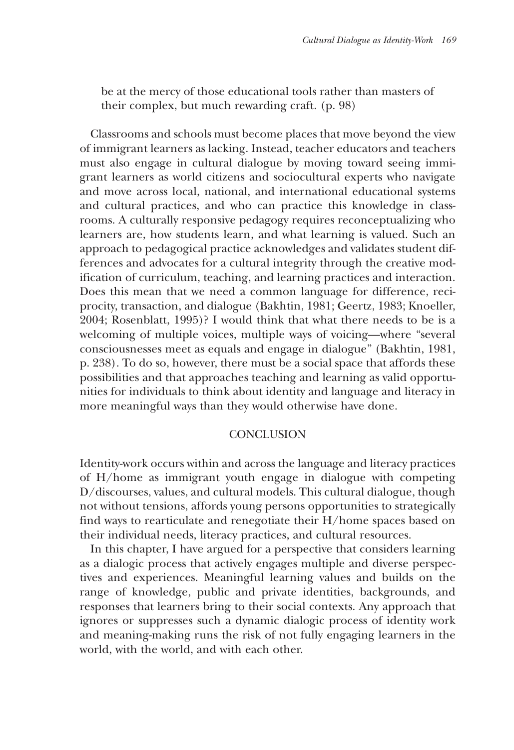> be at the mercy of those educational tools rather than masters of their complex, but much rewarding craft. (p. 98)

Classrooms and schools must become places that move beyond the view of immigrant learners as lacking. Instead, teacher educators and teachers must also engage in cultural dialogue by moving toward seeing immigrant learners as world citizens and sociocultural experts who navigate and move across local, national, and international educational systems and cultural practices, and who can practice this knowledge in classrooms. A culturally responsive pedagogy requires reconceptualizing who learners are, how students learn, and what learning is valued. Such an approach to pedagogical practice acknowledges and validates student differences and advocates for a cultural integrity through the creative modification of curriculum, teaching, and learning practices and interaction. Does this mean that we need a common language for difference, reciprocity, transaction, and dialogue (Bakhtin, 1981; Geertz, 1983; Knoeller, 2004; Rosenblatt, 1995)? I would think that what there needs to be is a welcoming of multiple voices, multiple ways of voicing—where "several consciousnesses meet as equals and engage in dialogue" (Bakhtin, 1981, p. 238). To do so, however, there must be a social space that affords these possibilities and that approaches teaching and learning as valid opportunities for individuals to think about identity and language and literacy in more meaningful ways than they would otherwise have done.

## CONCLUSION

Identity-work occurs within and across the language and literacy practices of H/home as immigrant youth engage in dialogue with competing D/discourses, values, and cultural models. This cultural dialogue, though not without tensions, affords young persons opportunities to strategically find ways to rearticulate and renegotiate their H/home spaces based on their individual needs, literacy practices, and cultural resources.

In this chapter, I have argued for a perspective that considers learning as a dialogic process that actively engages multiple and diverse perspectives and experiences. Meaningful learning values and builds on the range of knowledge, public and private identities, backgrounds, and responses that learners bring to their social contexts. Any approach that ignores or suppresses such a dynamic dialogic process of identity work and meaning-making runs the risk of not fully engaging learners in the world, with the world, and with each other.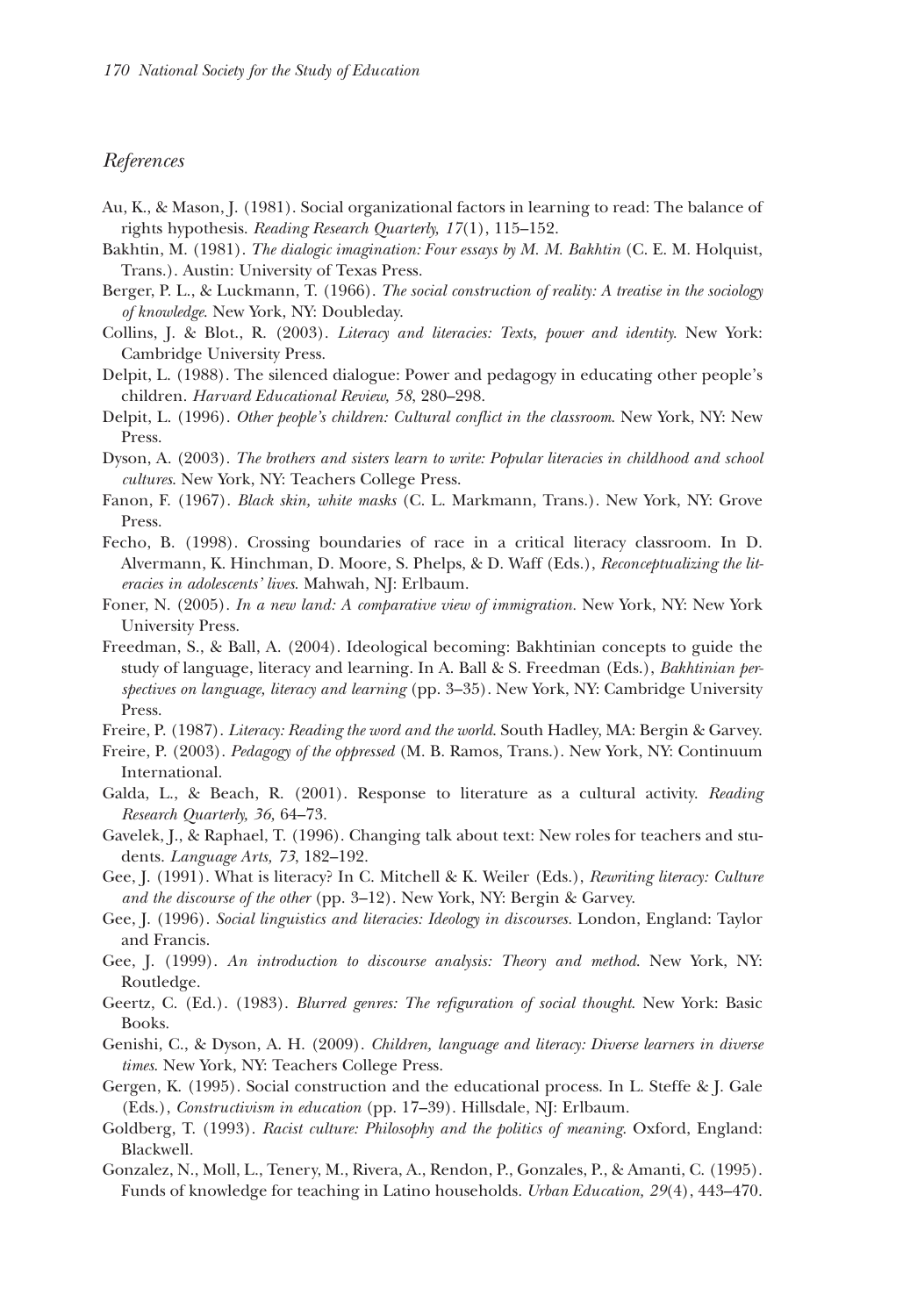## *References*

Au, K., & Mason, J. (1981). Social organizational factors in learning to read: The balance of rights hypothesis. *Reading Research Quarterly, 17*(1), 115–152.

Bakhtin, M. (1981). *The dialogic imagination: Four essays by M. M. Bakhtin* (C. E. M. Holquist, Trans.). Austin: University of Texas Press.

Berger, P. L., & Luckmann, T. (1966). *The social construction of reality: A treatise in the sociology of knowledge.* New York, NY: Doubleday.

Collins, J. & Blot., R. (2003). *Literacy and literacies: Texts, power and identity.* New York: Cambridge University Press.

Delpit, L. (1988). The silenced dialogue: Power and pedagogy in educating other people's children. *Harvard Educational Review, 58*, 280–298.

Delpit, L. (1996). *Other people's children: Cultural conflict in the classroom.* New York, NY: New Press.

Dyson, A. (2003). *The brothers and sisters learn to write: Popular literacies in childhood and school cultures.* New York, NY: Teachers College Press.

Fanon, F. (1967). *Black skin, white masks* (C. L. Markmann, Trans.). New York, NY: Grove Press.

Fecho, B. (1998). Crossing boundaries of race in a critical literacy classroom. In D. Alvermann, K. Hinchman, D. Moore, S. Phelps, & D. Waff (Eds.), *Reconceptualizing the literacies in adolescents' lives.* Mahwah, NJ: Erlbaum.

Foner, N. (2005). *In a new land: A comparative view of immigration.* New York, NY: New York University Press.

Freedman, S., & Ball, A. (2004). Ideological becoming: Bakhtinian concepts to guide the study of language, literacy and learning. In A. Ball & S. Freedman (Eds.), *Bakhtinian perspectives on language, literacy and learning* (pp. 3–35). New York, NY: Cambridge University Press.

Freire, P. (1987). *Literacy: Reading the word and the world.* South Hadley, MA: Bergin & Garvey.

Freire, P. (2003). *Pedagogy of the oppressed* (M. B. Ramos, Trans.). New York, NY: Continuum International.

Galda, L., & Beach, R. (2001). Response to literature as a cultural activity. *Reading Research Quarterly, 36,* 64–73.

Gavelek, J., & Raphael, T. (1996). Changing talk about text: New roles for teachers and students. *Language Arts, 73*, 182–192.

Gee, J. (1991). What is literacy? In C. Mitchell & K. Weiler (Eds.), *Rewriting literacy: Culture and the discourse of the other* (pp. 3–12). New York, NY: Bergin & Garvey.

Gee, J. (1996). *Social linguistics and literacies: Ideology in discourses.* London, England: Taylor and Francis.

Gee, J. (1999). *An introduction to discourse analysis: Theory and method.* New York, NY: Routledge.

Geertz, C. (Ed.). (1983). *Blurred genres: The refiguration of social thought.* New York: Basic Books.

Genishi, C., & Dyson, A. H. (2009). *Children, language and literacy: Diverse learners in diverse times.* New York, NY: Teachers College Press.

Gergen, K. (1995). Social construction and the educational process. In L. Steffe & J. Gale (Eds.), *Constructivism in education* (pp. 17–39). Hillsdale, NJ: Erlbaum.

Goldberg, T. (1993). *Racist culture: Philosophy and the politics of meaning.* Oxford, England: Blackwell.

Gonzalez, N., Moll, L., Tenery, M., Rivera, A., Rendon, P., Gonzales, P., & Amanti, C. (1995). Funds of knowledge for teaching in Latino households. *Urban Education, 29*(4), 443–470.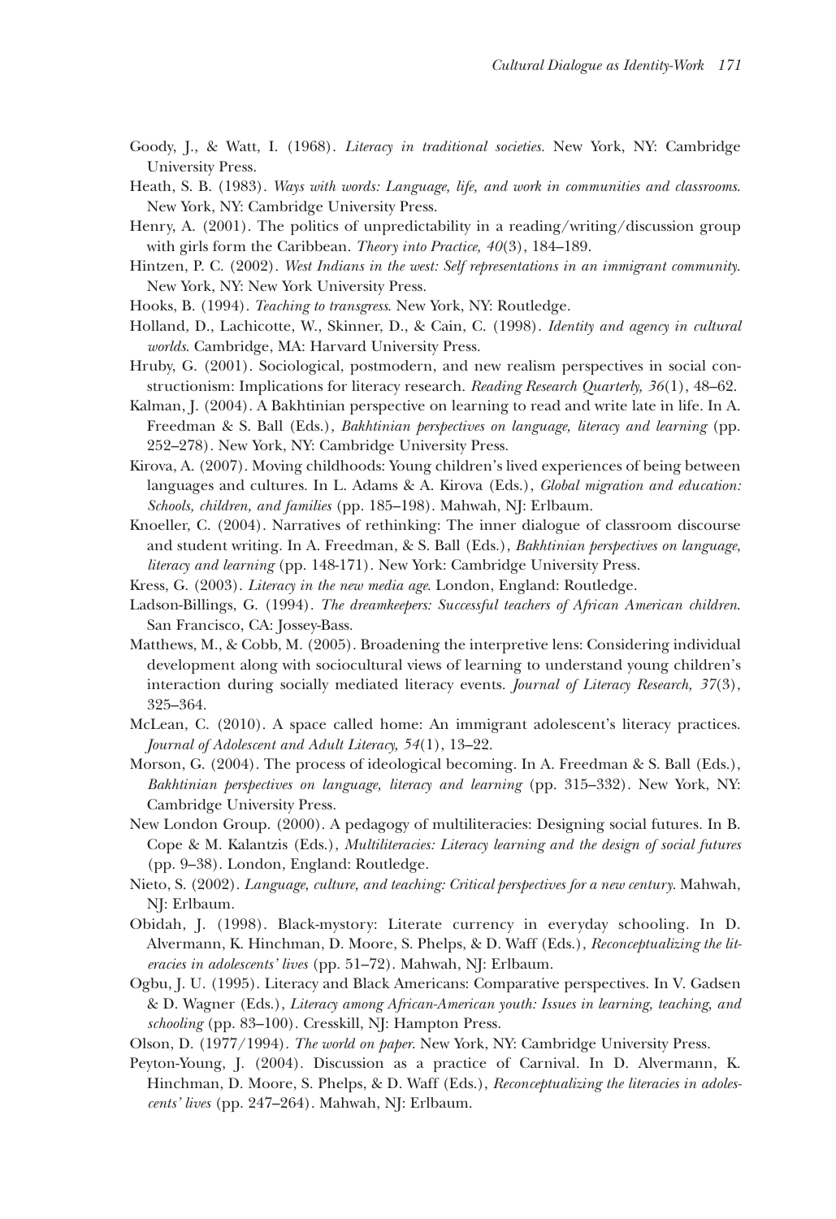Goody, J., & Watt, I. (1968). *Literacy in traditional societies.* New York, NY: Cambridge University Press.

Heath, S. B. (1983). *Ways with words: Language, life, and work in communities and classrooms.* New York, NY: Cambridge University Press.

Henry, A. (2001). The politics of unpredictability in a reading/writing/discussion group with girls form the Caribbean. *Theory into Practice, 40*(3), 184–189.

Hintzen, P. C. (2002). *West Indians in the west: Self representations in an immigrant community.* New York, NY: New York University Press.

Hooks, B. (1994). *Teaching to transgress.* New York, NY: Routledge.

Holland, D., Lachicotte, W., Skinner, D., & Cain, C. (1998). *Identity and agency in cultural worlds.* Cambridge, MA: Harvard University Press.

Hruby, G. (2001). Sociological, postmodern, and new realism perspectives in social constructionism: Implications for literacy research. *Reading Research Quarterly, 36*(1), 48–62.

Kalman, J. (2004). A Bakhtinian perspective on learning to read and write late in life. In A. Freedman & S. Ball (Eds.), *Bakhtinian perspectives on language, literacy and learning* (pp. 252–278). New York, NY: Cambridge University Press.

Kirova, A. (2007). Moving childhoods: Young children's lived experiences of being between languages and cultures. In L. Adams & A. Kirova (Eds.), *Global migration and education: Schools, children, and families* (pp. 185–198). Mahwah, NJ: Erlbaum.

Knoeller, C. (2004). Narratives of rethinking: The inner dialogue of classroom discourse and student writing. In A. Freedman, & S. Ball (Eds.), *Bakhtinian perspectives on language, literacy and learning* (pp. 148-171). New York: Cambridge University Press.

Kress, G. (2003). *Literacy in the new media age.* London, England: Routledge.

Ladson-Billings, G. (1994). *The dreamkeepers: Successful teachers of African American children.* San Francisco, CA: Jossey-Bass.

Matthews, M., & Cobb, M. (2005). Broadening the interpretive lens: Considering individual development along with sociocultural views of learning to understand young children's interaction during socially mediated literacy events. *Journal of Literacy Research, 37*(3), 325–364.

McLean, C. (2010). A space called home: An immigrant adolescent's literacy practices. *Journal of Adolescent and Adult Literacy, 54*(1), 13–22.

Morson, G. (2004). The process of ideological becoming. In A. Freedman & S. Ball (Eds.), *Bakhtinian perspectives on language, literacy and learning* (pp. 315–332). New York, NY: Cambridge University Press.

New London Group. (2000). A pedagogy of multiliteracies: Designing social futures. In B. Cope & M. Kalantzis (Eds.), *Multiliteracies: Literacy learning and the design of social futures* (pp. 9–38). London, England: Routledge.

Nieto, S. (2002). *Language, culture, and teaching: Critical perspectives for a new century.* Mahwah, NJ: Erlbaum.

Obidah, J. (1998). Black-mystory: Literate currency in everyday schooling. In D. Alvermann, K. Hinchman, D. Moore, S. Phelps, & D. Waff (Eds.), *Reconceptualizing the literacies in adolescents' lives* (pp. 51–72). Mahwah, NJ: Erlbaum.

Ogbu, J. U. (1995). Literacy and Black Americans: Comparative perspectives. In V. Gadsen & D. Wagner (Eds.), *Literacy among African-American youth: Issues in learning, teaching, and schooling* (pp. 83–100). Cresskill, NJ: Hampton Press.

Olson, D. (1977/1994). *The world on paper.* New York, NY: Cambridge University Press.

Peyton-Young, J. (2004). Discussion as a practice of Carnival. In D. Alvermann, K. Hinchman, D. Moore, S. Phelps, & D. Waff (Eds.), *Reconceptualizing the literacies in adolescents' lives* (pp. 247–264). Mahwah, NJ: Erlbaum.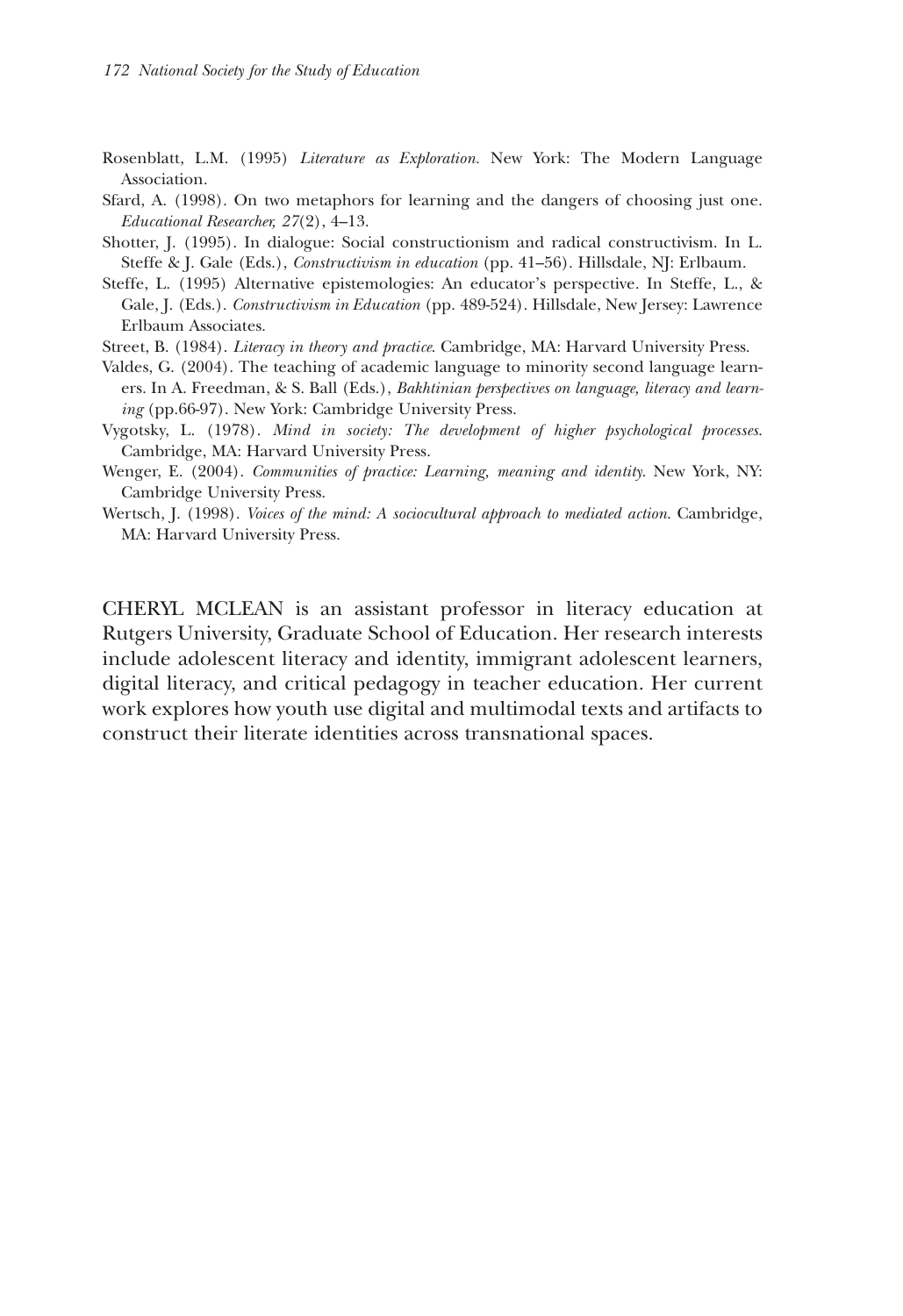Rosenblatt, L.M. (1995) *Literature as Exploration.* New York: The Modern Language Association.

Sfard, A. (1998). On two metaphors for learning and the dangers of choosing just one. *Educational Researcher, 27*(2), 4–13.

Shotter, J. (1995). In dialogue: Social constructionism and radical constructivism. In L. Steffe & J. Gale (Eds.), *Constructivism in education* (pp. 41–56). Hillsdale, NJ: Erlbaum.

Steffe, L. (1995) Alternative epistemologies: An educator's perspective. In Steffe, L., & Gale, J. (Eds.). *Constructivism in Education* (pp. 489-524). Hillsdale, New Jersey: Lawrence Erlbaum Associates.

Street, B. (1984). *Literacy in theory and practice*. Cambridge, MA: Harvard University Press.

Valdes, G. (2004). The teaching of academic language to minority second language learners. In A. Freedman, & S. Ball (Eds.), *Bakhtinian perspectives on language, literacy and learning* (pp.66-97). New York: Cambridge University Press.

Vygotsky, L. (1978). *Mind in society: The development of higher psychological processes*. Cambridge, MA: Harvard University Press.

Wenger, E. (2004). *Communities of practice: Learning, meaning and identity*. New York, NY: Cambridge University Press.

Wertsch, J. (1998). *Voices of the mind: A sociocultural approach to mediated action*. Cambridge, MA: Harvard University Press.

CHERYL MCLEAN is an assistant professor in literacy education at Rutgers University, Graduate School of Education. Her research interests include adolescent literacy and identity, immigrant adolescent learners, digital literacy, and critical pedagogy in teacher education. Her current work explores how youth use digital and multimodal texts and artifacts to construct their literate identities across transnational spaces.